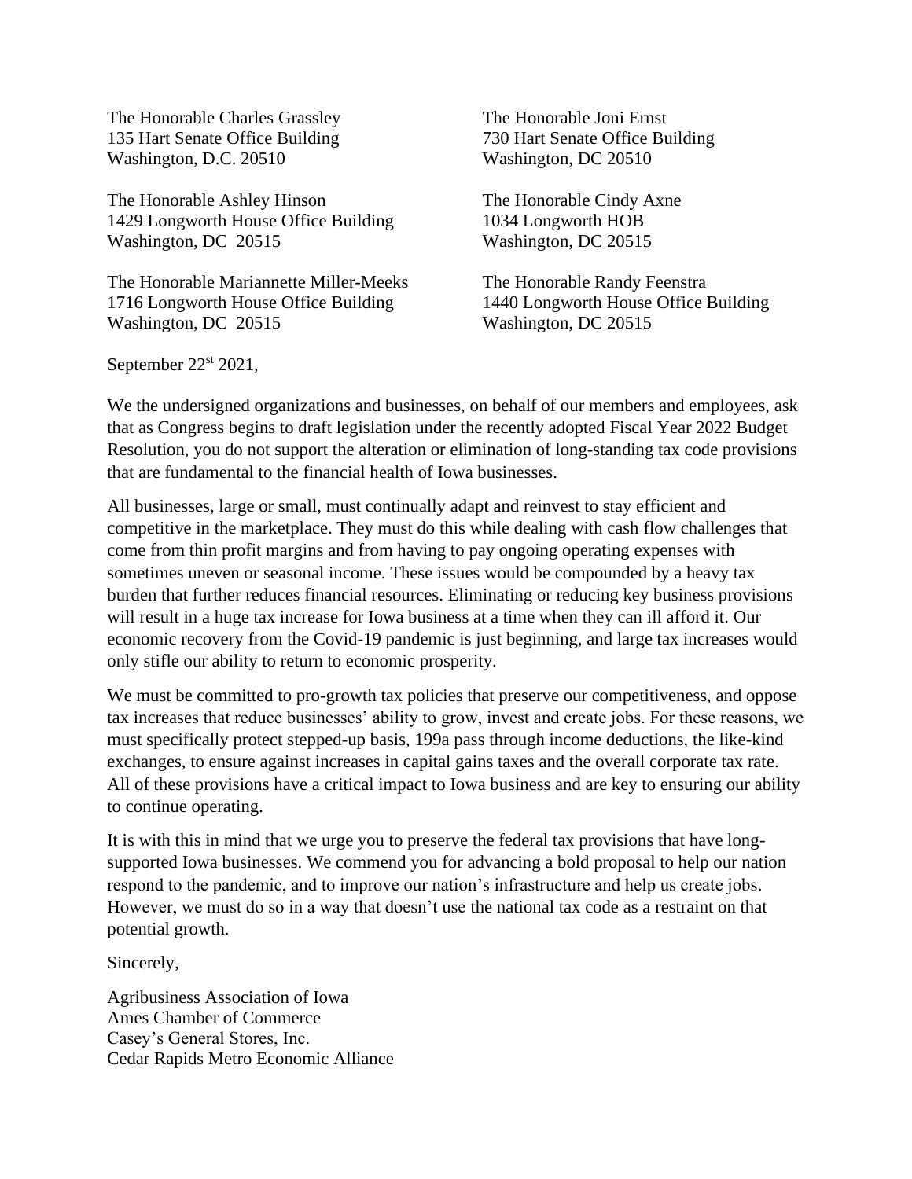The Honorable Charles Grassley
135 Hart Senate Office Building
Washington, D.C. 20510

The Honorable Joni Ernst
730 Hart Senate Office Building
Washington, DC 20510

The Honorable Ashley Hinson
1429 Longworth House Office Building
Washington, DC 20515

The Honorable Cindy Axne
1034 Longworth HOB
Washington, DC 20515

The Honorable Mariannette Miller-Meeks
1716 Longworth House Office Building
Washington, DC 20515

The Honorable Randy Feenstra
1440 Longworth House Office Building
Washington, DC 20515

September 22st 2021,

We the undersigned organizations and businesses, on behalf of our members and employees, ask that as Congress begins to draft legislation under the recently adopted Fiscal Year 2022 Budget Resolution, you do not support the alteration or elimination of long-standing tax code provisions that are fundamental to the financial health of Iowa businesses.

All businesses, large or small, must continually adapt and reinvest to stay efficient and competitive in the marketplace. They must do this while dealing with cash flow challenges that come from thin profit margins and from having to pay ongoing operating expenses with sometimes uneven or seasonal income. These issues would be compounded by a heavy tax burden that further reduces financial resources. Eliminating or reducing key business provisions will result in a huge tax increase for Iowa business at a time when they can ill afford it. Our economic recovery from the Covid-19 pandemic is just beginning, and large tax increases would only stifle our ability to return to economic prosperity.

We must be committed to pro-growth tax policies that preserve our competitiveness, and oppose tax increases that reduce businesses' ability to grow, invest and create jobs. For these reasons, we must specifically protect stepped-up basis, 199a pass through income deductions, the like-kind exchanges, to ensure against increases in capital gains taxes and the overall corporate tax rate. All of these provisions have a critical impact to Iowa business and are key to ensuring our ability to continue operating.

It is with this in mind that we urge you to preserve the federal tax provisions that have long-supported Iowa businesses. We commend you for advancing a bold proposal to help our nation respond to the pandemic, and to improve our nation's infrastructure and help us create jobs. However, we must do so in a way that doesn't use the national tax code as a restraint on that potential growth.

Sincerely,

Agribusiness Association of Iowa
Ames Chamber of Commerce
Casey's General Stores, Inc.
Cedar Rapids Metro Economic Alliance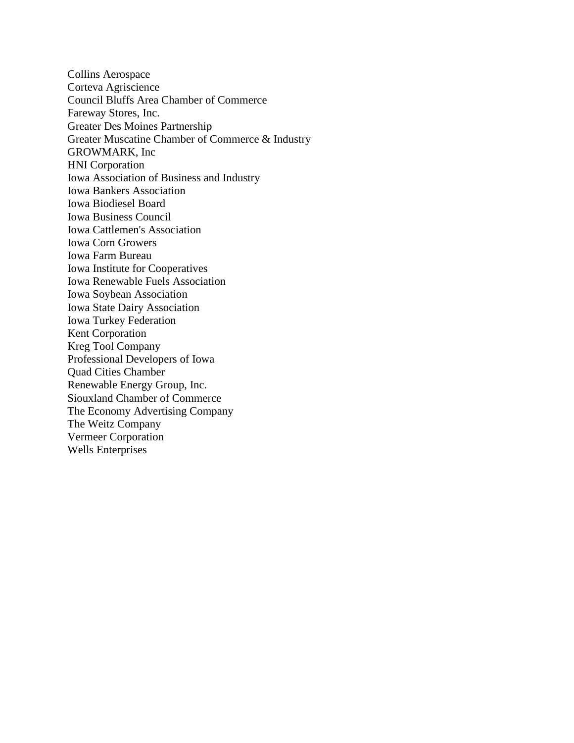Collins Aerospace
Corteva Agriscience
Council Bluffs Area Chamber of Commerce
Fareway Stores, Inc.
Greater Des Moines Partnership
Greater Muscatine Chamber of Commerce & Industry
GROWMARK, Inc
HNI Corporation
Iowa Association of Business and Industry
Iowa Bankers Association
Iowa Biodiesel Board
Iowa Business Council
Iowa Cattlemen's Association
Iowa Corn Growers
Iowa Farm Bureau
Iowa Institute for Cooperatives
Iowa Renewable Fuels Association
Iowa Soybean Association
Iowa State Dairy Association
Iowa Turkey Federation
Kent Corporation
Kreg Tool Company
Professional Developers of Iowa
Quad Cities Chamber
Renewable Energy Group, Inc.
Siouxland Chamber of Commerce
The Economy Advertising Company
The Weitz Company
Vermeer Corporation
Wells Enterprises